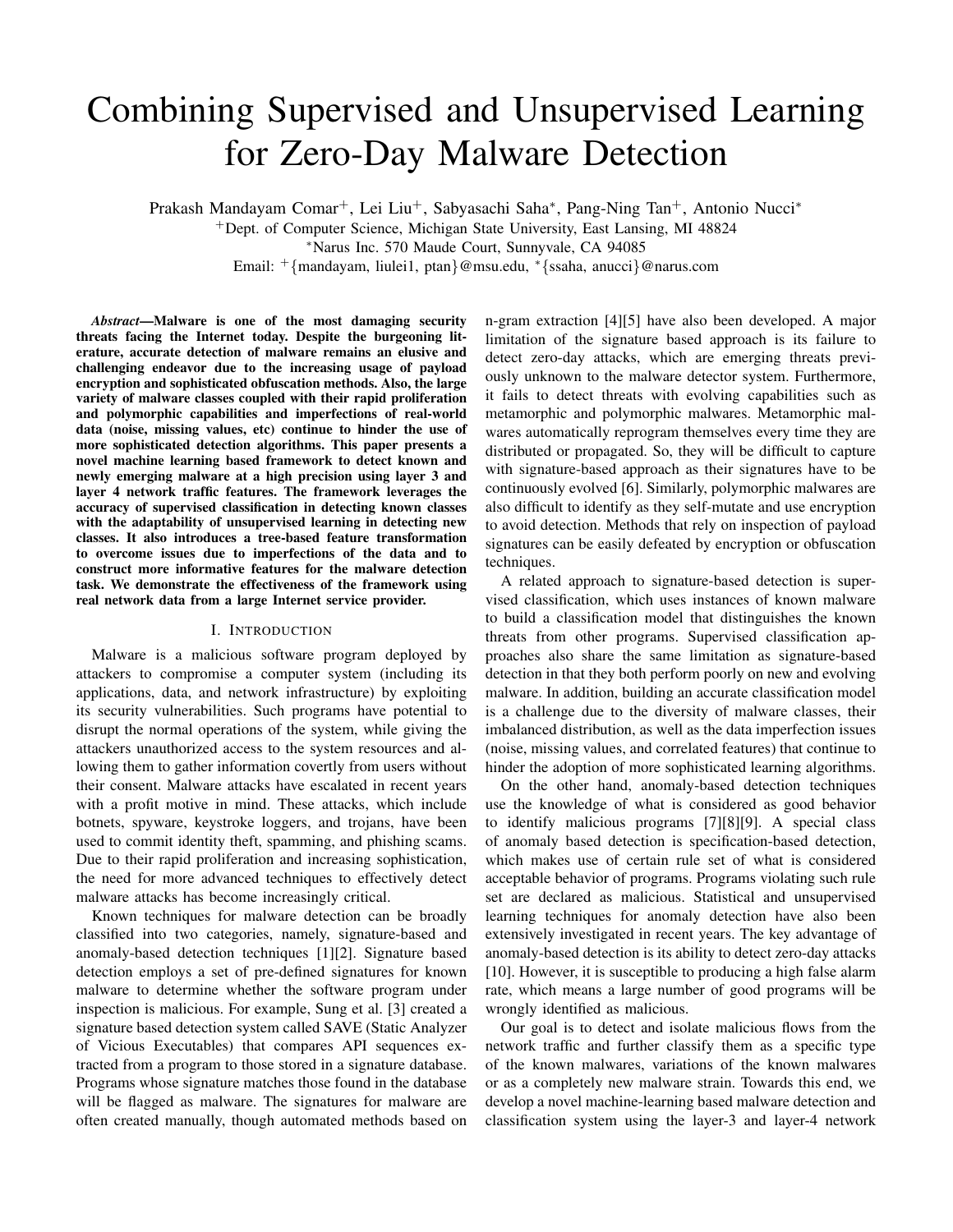# Combining Supervised and Unsupervised Learning for Zero-Day Malware Detection

Prakash Mandayam Comar[+], Lei Liu[+], Sabyasachi Saha[*], Pang-Ning Tan[+], Antonio Nucci[*]

[+]Dept. of Computer Science, Michigan State University, East Lansing, MI 48824

[*]Narus Inc. 570 Maude Court, Sunnyvale, CA 94085

Email: [+]{mandayam, liulei1, ptan}@msu.edu, [*]{ssaha, anucci}@narus.com

***Abstract*—Malware is one of the most damaging security threats facing the Internet today. Despite the burgeoning literature, accurate detection of malware remains an elusive and challenging endeavor due to the increasing usage of payload encryption and sophisticated obfuscation methods. Also, the large variety of malware classes coupled with their rapid proliferation and polymorphic capabilities and imperfections of real-world data (noise, missing values, etc) continue to hinder the use of more sophisticated detection algorithms. This paper presents a novel machine learning based framework to detect known and newly emerging malware at a high precision using layer 3 and layer 4 network traffic features. The framework leverages the accuracy of supervised classification in detecting known classes with the adaptability of unsupervised learning in detecting new classes. It also introduces a tree-based feature transformation to overcome issues due to imperfections of the data and to construct more informative features for the malware detection task. We demonstrate the effectiveness of the framework using real network data from a large Internet service provider.**

## I. Introduction

Malware is a malicious software program deployed by attackers to compromise a computer system (including its applications, data, and network infrastructure) by exploiting its security vulnerabilities. Such programs have potential to disrupt the normal operations of the system, while giving the attackers unauthorized access to the system resources and allowing them to gather information covertly from users without their consent. Malware attacks have escalated in recent years with a profit motive in mind. These attacks, which include botnets, spyware, keystroke loggers, and trojans, have been used to commit identity theft, spamming, and phishing scams. Due to their rapid proliferation and increasing sophistication, the need for more advanced techniques to effectively detect malware attacks has become increasingly critical.

Known techniques for malware detection can be broadly classified into two categories, namely, signature-based and anomaly-based detection techniques [1][2]. Signature based detection employs a set of pre-defined signatures for known malware to determine whether the software program under inspection is malicious. For example, Sung et al. [3] created a signature based detection system called SAVE (Static Analyzer of Vicious Executables) that compares API sequences extracted from a program to those stored in a signature database. Programs whose signature matches those found in the database will be flagged as malware. The signatures for malware are often created manually, though automated methods based on n-gram extraction [4][5] have also been developed. A major limitation of the signature based approach is its failure to detect zero-day attacks, which are emerging threats previously unknown to the malware detector system. Furthermore, it fails to detect threats with evolving capabilities such as metamorphic and polymorphic malwares. Metamorphic malwares automatically reprogram themselves every time they are distributed or propagated. So, they will be difficult to capture with signature-based approach as their signatures have to be continuously evolved [6]. Similarly, polymorphic malwares are also difficult to identify as they self-mutate and use encryption to avoid detection. Methods that rely on inspection of payload signatures can be easily defeated by encryption or obfuscation techniques.

A related approach to signature-based detection is supervised classification, which uses instances of known malware to build a classification model that distinguishes the known threats from other programs. Supervised classification approaches also share the same limitation as signature-based detection in that they both perform poorly on new and evolving malware. In addition, building an accurate classification model is a challenge due to the diversity of malware classes, their imbalanced distribution, as well as the data imperfection issues (noise, missing values, and correlated features) that continue to hinder the adoption of more sophisticated learning algorithms.

On the other hand, anomaly-based detection techniques use the knowledge of what is considered as good behavior to identify malicious programs [7][8][9]. A special class of anomaly based detection is specification-based detection, which makes use of certain rule set of what is considered acceptable behavior of programs. Programs violating such rule set are declared as malicious. Statistical and unsupervised learning techniques for anomaly detection have also been extensively investigated in recent years. The key advantage of anomaly-based detection is its ability to detect zero-day attacks [10]. However, it is susceptible to producing a high false alarm rate, which means a large number of good programs will be wrongly identified as malicious.

Our goal is to detect and isolate malicious flows from the network traffic and further classify them as a specific type of the known malwares, variations of the known malwares or as a completely new malware strain. Towards this end, we develop a novel machine-learning based malware detection and classification system using the layer-3 and layer-4 network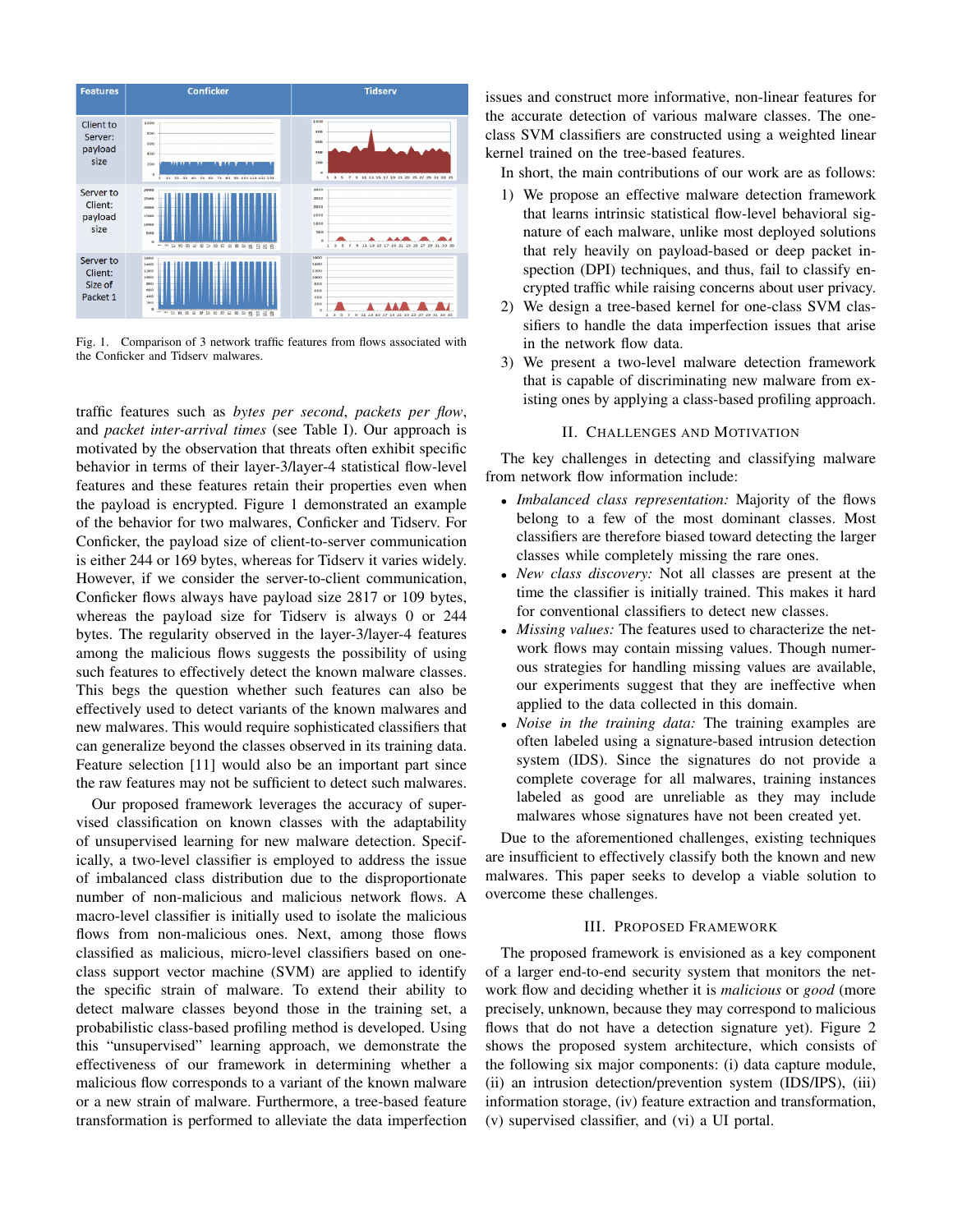Fig. 1. Comparison of 3 network traffic features from flows associated with the Conficker and Tidserv malwares.

traffic features such as *bytes per second*, *packets per flow*, and *packet inter-arrival times* (see Table I). Our approach is motivated by the observation that threats often exhibit specific behavior in terms of their layer-3/layer-4 statistical flow-level features and these features retain their properties even when the payload is encrypted. Figure 1 demonstrated an example of the behavior for two malwares, Conficker and Tidserv. For Conficker, the payload size of client-to-server communication is either 244 or 169 bytes, whereas for Tidserv it varies widely. However, if we consider the server-to-client communication, Conficker flows always have payload size 2817 or 109 bytes, whereas the payload size for Tidserv is always 0 or 244 bytes. The regularity observed in the layer-3/layer-4 features among the malicious flows suggests the possibility of using such features to effectively detect the known malware classes. This begs the question whether such features can also be effectively used to detect variants of the known malwares and new malwares. This would require sophisticated classifiers that can generalize beyond the classes observed in its training data. Feature selection [11] would also be an important part since the raw features may not be sufficient to detect such malwares.

Our proposed framework leverages the accuracy of supervised classification on known classes with the adaptability of unsupervised learning for new malware detection. Specifically, a two-level classifier is employed to address the issue of imbalanced class distribution due to the disproportionate number of non-malicious and malicious network flows. A macro-level classifier is initially used to isolate the malicious flows from non-malicious ones. Next, among those flows classified as malicious, micro-level classifiers based on one-class support vector machine (SVM) are applied to identify the specific strain of malware. To extend their ability to detect malware classes beyond those in the training set, a probabilistic class-based profiling method is developed. Using this "unsupervised" learning approach, we demonstrate the effectiveness of our framework in determining whether a malicious flow corresponds to a variant of the known malware or a new strain of malware. Furthermore, a tree-based feature transformation is performed to alleviate the data imperfection issues and construct more informative, non-linear features for the accurate detection of various malware classes. The one-class SVM classifiers are constructed using a weighted linear kernel trained on the tree-based features.

In short, the main contributions of our work are as follows:

1) We propose an effective malware detection framework that learns intrinsic statistical flow-level behavioral signature of each malware, unlike most deployed solutions that rely heavily on payload-based or deep packet inspection (DPI) techniques, and thus, fail to classify encrypted traffic while raising concerns about user privacy.
2) We design a tree-based kernel for one-class SVM classifiers to handle the data imperfection issues that arise in the network flow data.
3) We present a two-level malware detection framework that is capable of discriminating new malware from existing ones by applying a class-based profiling approach.

## II. Challenges and Motivation

The key challenges in detecting and classifying malware from network flow information include:

- *Imbalanced class representation:* Majority of the flows belong to a few of the most dominant classes. Most classifiers are therefore biased toward detecting the larger classes while completely missing the rare ones.
- *New class discovery:* Not all classes are present at the time the classifier is initially trained. This makes it hard for conventional classifiers to detect new classes.
- *Missing values:* The features used to characterize the network flows may contain missing values. Though numerous strategies for handling missing values are available, our experiments suggest that they are ineffective when applied to the data collected in this domain.
- *Noise in the training data:* The training examples are often labeled using a signature-based intrusion detection system (IDS). Since the signatures do not provide a complete coverage for all malwares, training instances labeled as good are unreliable as they may include malwares whose signatures have not been created yet.

Due to the aforementioned challenges, existing techniques are insufficient to effectively classify both the known and new malwares. This paper seeks to develop a viable solution to overcome these challenges.

## III. Proposed Framework

The proposed framework is envisioned as a key component of a larger end-to-end security system that monitors the network flow and deciding whether it is *malicious* or *good* (more precisely, unknown, because they may correspond to malicious flows that do not have a detection signature yet). Figure 2 shows the proposed system architecture, which consists of the following six major components: (i) data capture module, (ii) an intrusion detection/prevention system (IDS/IPS), (iii) information storage, (iv) feature extraction and transformation, (v) supervised classifier, and (vi) a UI portal.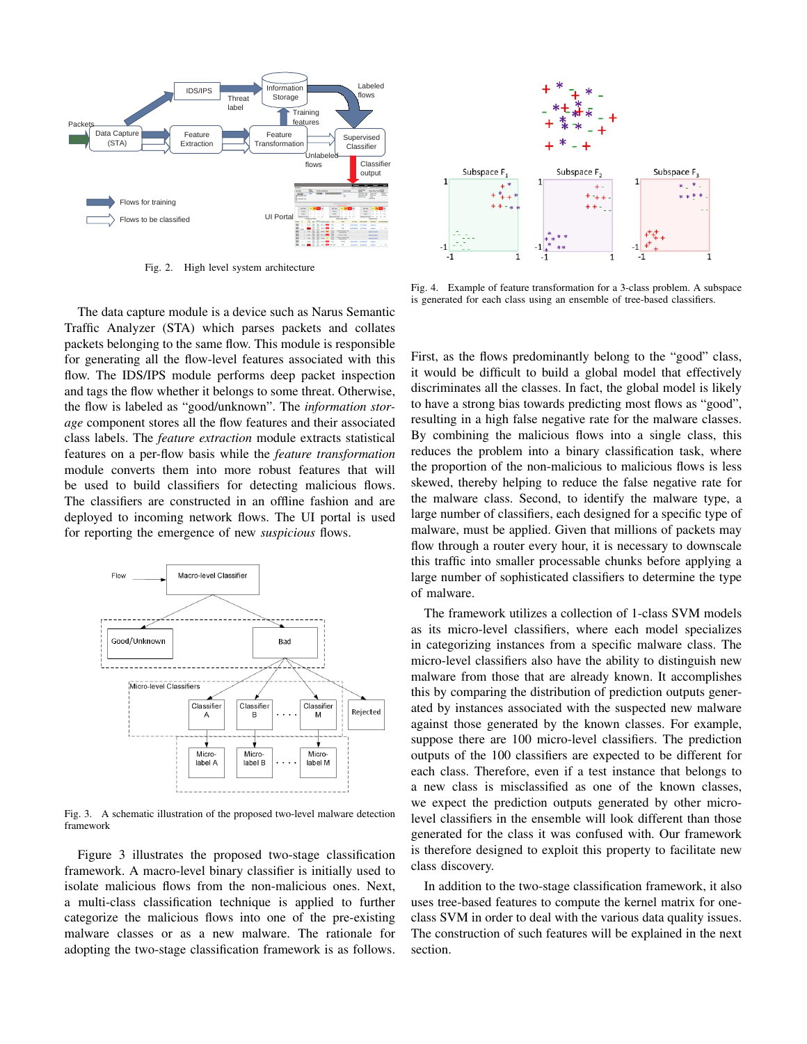Fig. 2. High level system architecture

Fig. 4. Example of feature transformation for a 3-class problem. A subspace is generated for each class using an ensemble of tree-based classifiers.

The data capture module is a device such as Narus Semantic Traffic Analyzer (STA) which parses packets and collates packets belonging to the same flow. This module is responsible for generating all the flow-level features associated with this flow. The IDS/IPS module performs deep packet inspection and tags the flow whether it belongs to some threat. Otherwise, the flow is labeled as "good/unknown". The *information storage* component stores all the flow features and their associated class labels. The *feature extraction* module extracts statistical features on a per-flow basis while the *feature transformation* module converts them into more robust features that will be used to build classifiers for detecting malicious flows. The classifiers are constructed in an offline fashion and are deployed to incoming network flows. The UI portal is used for reporting the emergence of new *suspicious* flows.

Fig. 3. A schematic illustration of the proposed two-level malware detection framework

Figure 3 illustrates the proposed two-stage classification framework. A macro-level binary classifier is initially used to isolate malicious flows from the non-malicious ones. Next, a multi-class classification technique is applied to further categorize the malicious flows into one of the pre-existing malware classes or as a new malware. The rationale for adopting the two-stage classification framework is as follows. First, as the flows predominantly belong to the "good" class, it would be difficult to build a global model that effectively discriminates all the classes. In fact, the global model is likely to have a strong bias towards predicting most flows as "good", resulting in a high false negative rate for the malware classes. By combining the malicious flows into a single class, this reduces the problem into a binary classification task, where the proportion of the non-malicious to malicious flows is less skewed, thereby helping to reduce the false negative rate for the malware class. Second, to identify the malware type, a large number of classifiers, each designed for a specific type of malware, must be applied. Given that millions of packets may flow through a router every hour, it is necessary to downscale this traffic into smaller processable chunks before applying a large number of sophisticated classifiers to determine the type of malware.

The framework utilizes a collection of 1-class SVM models as its micro-level classifiers, where each model specializes in categorizing instances from a specific malware class. The micro-level classifiers also have the ability to distinguish new malware from those that are already known. It accomplishes this by comparing the distribution of prediction outputs generated by instances associated with the suspected new malware against those generated by the known classes. For example, suppose there are 100 micro-level classifiers. The prediction outputs of the 100 classifiers are expected to be different for each class. Therefore, even if a test instance that belongs to a new class is misclassified as one of the known classes, we expect the prediction outputs generated by other micro-level classifiers in the ensemble will look different than those generated for the class it was confused with. Our framework is therefore designed to exploit this property to facilitate new class discovery.

In addition to the two-stage classification framework, it also uses tree-based features to compute the kernel matrix for one-class SVM in order to deal with the various data quality issues. The construction of such features will be explained in the next section.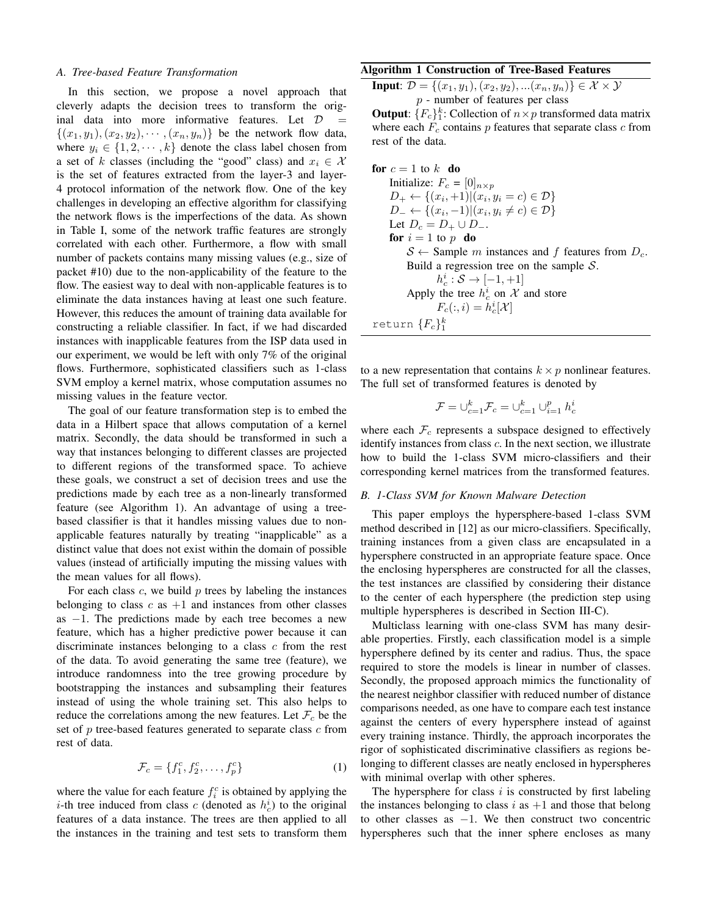### A. Tree-based Feature Transformation

In this section, we propose a novel approach that cleverly adapts the decision trees to transform the original data into more informative features. Let $\mathcal{D} = \{(x_1, y_1), (x_2, y_2), \cdots, (x_n, y_n)\}$ be the network flow data, where $y_i \in \{1, 2, \cdots, k\}$ denote the class label chosen from a set of $k$ classes (including the "good" class) and $x_i \in \mathcal{X}$ is the set of features extracted from the layer-3 and layer-4 protocol information of the network flow. One of the key challenges in developing an effective algorithm for classifying the network flows is the imperfections of the data. As shown in Table I, some of the network traffic features are strongly correlated with each other. Furthermore, a flow with small number of packets contains many missing values (e.g., size of packet #10) due to the non-applicability of the feature to the flow. The easiest way to deal with non-applicable features is to eliminate the data instances having at least one such feature. However, this reduces the amount of training data available for constructing a reliable classifier. In fact, if we had discarded instances with inapplicable features from the ISP data used in our experiment, we would be left with only 7% of the original flows. Furthermore, sophisticated classifiers such as 1-class SVM employ a kernel matrix, whose computation assumes no missing values in the feature vector.

The goal of our feature transformation step is to embed the data in a Hilbert space that allows computation of a kernel matrix. Secondly, the data should be transformed in such a way that instances belonging to different classes are projected to different regions of the transformed space. To achieve these goals, we construct a set of decision trees and use the predictions made by each tree as a non-linearly transformed feature (see Algorithm 1). An advantage of using a tree-based classifier is that it handles missing values due to non-applicable features naturally by treating "inapplicable" as a distinct value that does not exist within the domain of possible values (instead of artificially imputing the missing values with the mean values for all flows).

For each class $c$, we build $p$ trees by labeling the instances belonging to class $c$ as $+1$ and instances from other classes as $-1$. The predictions made by each tree becomes a new feature, which has a higher predictive power because it can discriminate instances belonging to a class $c$ from the rest of the data. To avoid generating the same tree (feature), we introduce randomness into the tree growing procedure by bootstrapping the instances and subsampling their features instead of using the whole training set. This also helps to reduce the correlations among the new features. Let $\mathcal{F}_c$ be the set of $p$ tree-based features generated to separate class $c$ from rest of data.

$$\mathcal{F}_c = \{f_1^c, f_2^c, \ldots, f_p^c\} \tag{1}$$

where the value for each feature $f_i^c$ is obtained by applying the $i$-th tree induced from class $c$ (denoted as $h_c^i$) to the original features of a data instance. The trees are then applied to all the instances in the training and test sets to transform them

**Algorithm 1 Construction of Tree-Based Features**

**Input**: $\mathcal{D} = \{(x_1, y_1), (x_2, y_2), ...(x_n, y_n)\} \in \mathcal{X} \times \mathcal{Y}$
$p$ - number of features per class

**Output**: $\{F_c\}_1^k$: Collection of $n \times p$ transformed data matrix where each $F_c$ contains $p$ features that separate class $c$ from rest of the data.

**for** $c = 1$ to $k$ **do**
  Initialize: $F_c = [0]_{n \times p}$
  $D_+ \leftarrow \{(x_i, +1) | (x_i, y_i = c) \in \mathcal{D}\}$
  $D_- \leftarrow \{(x_i, -1) | (x_i, y_i \neq c) \in \mathcal{D}\}$
  Let $D_c = D_+ \cup D_-$.
  **for** $i = 1$ to $p$ **do**
    $\mathcal{S} \leftarrow$ Sample $m$ instances and $f$ features from $D_c$.
    Build a regression tree on the sample $\mathcal{S}$.
      $h_c^i : \mathcal{S} \rightarrow [-1, +1]$
    Apply the tree $h_c^i$ on $\mathcal{X}$ and store
      $F_c(:, i) = h_c^i[\mathcal{X}]$
`return` $\{F_c\}_1^k$

to a new representation that contains $k \times p$ nonlinear features. The full set of transformed features is denoted by

$$\mathcal{F} = \cup_{c=1}^k \mathcal{F}_c = \cup_{c=1}^k \cup_{i=1}^p h_c^i$$

where each $\mathcal{F}_c$ represents a subspace designed to effectively identify instances from class $c$. In the next section, we illustrate how to build the 1-class SVM micro-classifiers and their corresponding kernel matrices from the transformed features.

### B. 1-Class SVM for Known Malware Detection

This paper employs the hypersphere-based 1-class SVM method described in [12] as our micro-classifiers. Specifically, training instances from a given class are encapsulated in a hypersphere constructed in an appropriate feature space. Once the enclosing hyperspheres are constructed for all the classes, the test instances are classified by considering their distance to the center of each hypersphere (the prediction step using multiple hyperspheres is described in Section III-C).

Multiclass learning with one-class SVM has many desirable properties. Firstly, each classification model is a simple hypersphere defined by its center and radius. Thus, the space required to store the models is linear in number of classes. Secondly, the proposed approach mimics the functionality of the nearest neighbor classifier with reduced number of distance comparisons needed, as one have to compare each test instance against the centers of every hypersphere instead of against every training instance. Thirdly, the approach incorporates the rigor of sophisticated discriminative classifiers as regions belonging to different classes are neatly enclosed in hyperspheres with minimal overlap with other spheres.

The hypersphere for class $i$ is constructed by first labeling the instances belonging to class $i$ as $+1$ and those that belong to other classes as $-1$. We then construct two concentric hyperspheres such that the inner sphere encloses as many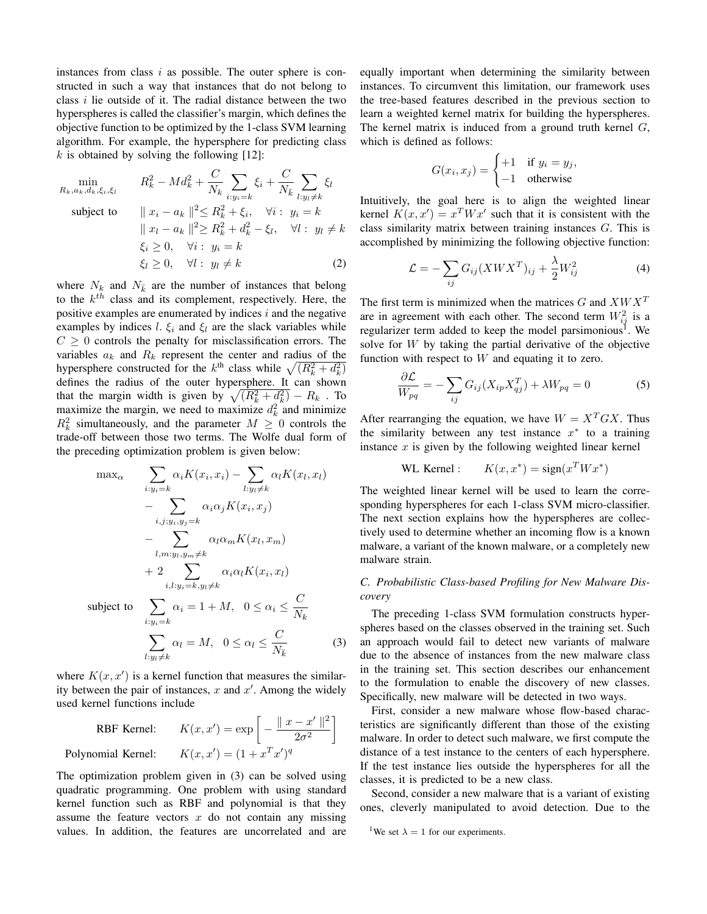instances from class $i$ as possible. The outer sphere is constructed in such a way that instances that do not belong to class $i$ lie outside of it. The radial distance between the two hyperspheres is called the classifier's margin, which defines the objective function to be optimized by the 1-class SVM learning algorithm. For example, the hypersphere for predicting class $k$ is obtained by solving the following [12]:

$$
\begin{aligned}
\min_{R_k, a_k, d_k, \xi_i, \xi_l} \quad & R_k^2 - M d_k^2 + \frac{C}{N_k} \sum_{i: y_i = k} \xi_i + \frac{C}{N_{\bar{k}}} \sum_{l: y_l \neq k} \xi_l \\
\text{subject to} \quad & \| x_i - a_k \|^2 \leq R_k^2 + \xi_i, \quad \forall i: \ y_i = k \\
& \| x_l - a_k \|^2 \geq R_k^2 + d_k^2 - \xi_l, \quad \forall l: \ y_l \neq k \\
& \xi_i \geq 0, \quad \forall i: \ y_i = k \\
& \xi_l \geq 0, \quad \forall l: \ y_l \neq k
\end{aligned} \tag{2}
$$

where $N_k$ and $N_{\bar{k}}$ are the number of instances that belong to the $k^{th}$ class and its complement, respectively. Here, the positive examples are enumerated by indices $i$ and the negative examples by indices $l$. $\xi_i$ and $\xi_l$ are the slack variables while $C \geq 0$ controls the penalty for misclassification errors. The variables $a_k$ and $R_k$ represent the center and radius of the hypersphere constructed for the $k^{\text{th}}$ class while $\sqrt{(R_k^2 + d_k^2)}$ defines the radius of the outer hypersphere. It can shown that the margin width is given by $\sqrt{(R_k^2 + d_k^2)} - R_k$ . To maximize the margin, we need to maximize $d_k^2$ and minimize $R_k^2$ simultaneously, and the parameter $M \geq 0$ controls the trade-off between those two terms. The Wolfe dual form of the preceding optimization problem is given below:

$$
\begin{aligned}
\max_\alpha \quad & \sum_{i: y_i = k} \alpha_i K(x_i, x_i) - \sum_{l: y_l \neq k} \alpha_l K(x_l, x_l) \\
& - \sum_{i,j: y_i, y_j = k} \alpha_i \alpha_j K(x_i, x_j) \\
& - \sum_{l,m: y_l, y_m \neq k} \alpha_l \alpha_m K(x_l, x_m) \\
& + 2 \sum_{i,l: y_i = k, y_l \neq k} \alpha_i \alpha_l K(x_i, x_l) \\
\text{subject to} \quad & \sum_{i: y_i = k} \alpha_i = 1 + M, \quad 0 \leq \alpha_i \leq \frac{C}{N_k} \\
& \sum_{l: y_l \neq k} \alpha_l = M, \quad 0 \leq \alpha_l \leq \frac{C}{N_{\bar{k}}}
\end{aligned} \tag{3}
$$

where $K(x, x')$ is a kernel function that measures the similarity between the pair of instances, $x$ and $x'$. Among the widely used kernel functions include

$$
\text{RBF Kernel:} \qquad K(x, x') = \exp\left[ - \frac{\| x - x' \|^2}{2\sigma^2} \right]
$$

$$
\text{Polynomial Kernel:} \qquad K(x, x') = (1 + x^T x')^q
$$

The optimization problem given in (3) can be solved using quadratic programming. One problem with using standard kernel function such as RBF and polynomial is that they assume the feature vectors $x$ do not contain any missing values. In addition, the features are uncorrelated and are equally important when determining the similarity between instances. To circumvent this limitation, our framework uses the tree-based features described in the previous section to learn a weighted kernel matrix for building the hyperspheres. The kernel matrix is induced from a ground truth kernel $G$, which is defined as follows:

$$
G(x_i, x_j) = \begin{cases} +1 & \text{if } y_i = y_j, \\ -1 & \text{otherwise} \end{cases}
$$

Intuitively, the goal here is to align the weighted linear kernel $K(x, x') = x^T W x'$ such that it is consistent with the class similarity matrix between training instances $G$. This is accomplished by minimizing the following objective function:

$$
\mathcal{L} = - \sum_{ij} G_{ij} (X W X^T)_{ij} + \frac{\lambda}{2} W_{ij}^2 \tag{4}
$$

The first term is minimized when the matrices $G$ and $XWX^T$ are in agreement with each other. The second term $W_{ij}^2$ is a regularizer term added to keep the model parsimonious[1]. We solve for $W$ by taking the partial derivative of the objective function with respect to $W$ and equating it to zero.

$$
\frac{\partial \mathcal{L}}{W_{pq}} = - \sum_{ij} G_{ij} (X_{ip} X_{qj}^T) + \lambda W_{pq} = 0 \tag{5}
$$

After rearranging the equation, we have $W = X^T G X$. Thus the similarity between any test instance $x^*$ to a training instance $x$ is given by the following weighted linear kernel

$$
\text{WL Kernel:} \qquad K(x, x^*) = \text{sign}(x^T W x^*)
$$

The weighted linear kernel will be used to learn the corresponding hyperspheres for each 1-class SVM micro-classifier. The next section explains how the hyperspheres are collectively used to determine whether an incoming flow is a known malware, a variant of the known malware, or a completely new malware strain.

### C. Probabilistic Class-based Profiling for New Malware Discovery

The preceding 1-class SVM formulation constructs hyperspheres based on the classes observed in the training set. Such an approach would fail to detect new variants of malware due to the absence of instances from the new malware class in the training set. This section describes our enhancement to the formulation to enable the discovery of new classes. Specifically, new malware will be detected in two ways.

First, consider a new malware whose flow-based characteristics are significantly different than those of the existing malware. In order to detect such malware, we first compute the distance of a test instance to the centers of each hypersphere. If the test instance lies outside the hyperspheres for all the classes, it is predicted to be a new class.

Second, consider a new malware that is a variant of existing ones, cleverly manipulated to avoid detection. Due to the

[1] We set $\lambda = 1$ for our experiments.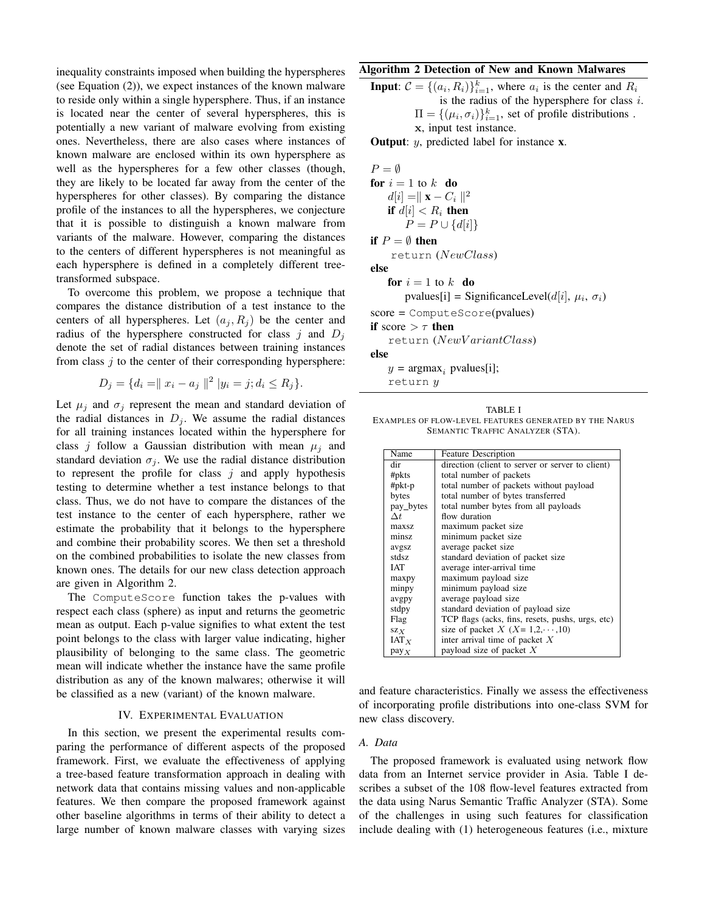inequality constraints imposed when building the hyperspheres (see Equation (2)), we expect instances of the known malware to reside only within a single hypersphere. Thus, if an instance is located near the center of several hyperspheres, this is potentially a new variant of malware evolving from existing ones. Nevertheless, there are also cases where instances of known malware are enclosed within its own hypersphere as well as the hyperspheres for a few other classes (though, they are likely to be located far away from the center of the hyperspheres for other classes). By comparing the distance profile of the instances to all the hyperspheres, we conjecture that it is possible to distinguish a known malware from variants of the malware. However, comparing the distances to the centers of different hyperspheres is not meaningful as each hypersphere is defined in a completely different tree-transformed subspace.

To overcome this problem, we propose a technique that compares the distance distribution of a test instance to the centers of all hyperspheres. Let $(a_j, R_j)$ be the center and radius of the hypersphere constructed for class $j$ and $D_j$ denote the set of radial distances between training instances from class $j$ to the center of their corresponding hypersphere:

$$D_j = \{d_i = \| x_i - a_j \|^2 \,|y_i = j; d_i \leq R_j\}.$$

Let $\mu_j$ and $\sigma_j$ represent the mean and standard deviation of the radial distances in $D_j$. We assume the radial distances for all training instances located within the hypersphere for class $j$ follow a Gaussian distribution with mean $\mu_j$ and standard deviation $\sigma_j$. We use the radial distance distribution to represent the profile for class $j$ and apply hypothesis testing to determine whether a test instance belongs to that class. Thus, we do not have to compare the distances of the test instance to the center of each hypersphere, rather we estimate the probability that it belongs to the hypersphere and combine their probability scores. We then set a threshold on the combined probabilities to isolate the new classes from known ones. The details for our new class detection approach are given in Algorithm 2.

The ComputeScore function takes the p-values with respect each class (sphere) as input and returns the geometric mean as output. Each p-value signifies to what extent the test point belongs to the class with larger value indicating, higher plausibility of belonging to the same class. The geometric mean will indicate whether the instance have the same profile distribution as any of the known malwares; otherwise it will be classified as a new (variant) of the known malware.

**Algorithm 2 Detection of New and Known Malwares**

**Input**: $\mathcal{C} = \{(a_i, R_i)\}_{i=1}^{k}$, where $a_i$ is the center and $R_i$ is the radius of the hypersphere for class $i$.
$\Pi = \{(\mu_i, \sigma_i)\}_{i=1}^{k}$, set of profile distributions .
$\mathbf{x}$, input test instance.

**Output**: $y$, predicted label for instance $\mathbf{x}$.

```
P = ∅
for i = 1 to k do
    d[i] = ‖ x − C_i ‖²
    if d[i] < R_i then
        P = P ∪ {d[i]}
if P = ∅ then
    return (NewClass)
else
    for i = 1 to k do
        pvalues[i] = SignificanceLevel(d[i], μ_i, σ_i)
score = ComputeScore(pvalues)
if score > τ then
    return (NewVariantClass)
else
    y = argmax_i pvalues[i];
    return y
```

TABLE I
EXAMPLES OF FLOW-LEVEL FEATURES GENERATED BY THE NARUS SEMANTIC TRAFFIC ANALYZER (STA).

| Name | Feature Description |
|---|---|
| dir | direction (client to server or server to client) |
| #pkts | total number of packets |
| #pkt-p | total number of packets without payload |
| bytes | total number of bytes transferred |
| pay_bytes | total number bytes from all payloads |
| $\Delta t$ | flow duration |
| maxsz | maximum packet size |
| minsz | minimum packet size |
| avgsz | average packet size |
| stdsz | standard deviation of packet size |
| IAT | average inter-arrival time |
| maxpy | maximum payload size |
| minpy | minimum payload size |
| avgpy | average payload size |
| stdpy | standard deviation of payload size |
| Flag | TCP flags (acks, fins, resets, pushs, urgs, etc) |
| $\text{sz}_X$ | size of packet $X$ ($X$= 1,2,$\cdots$,10) |
| $\text{IAT}_X$ | inter arrival time of packet $X$ |
| $\text{pay}_X$ | payload size of packet $X$ |

## IV. Experimental Evaluation

In this section, we present the experimental results comparing the performance of different aspects of the proposed framework. First, we evaluate the effectiveness of applying a tree-based feature transformation approach in dealing with network data that contains missing values and non-applicable features. We then compare the proposed framework against other baseline algorithms in terms of their ability to detect a large number of known malware classes with varying sizes and feature characteristics. Finally we assess the effectiveness of incorporating profile distributions into one-class SVM for new class discovery.

### A. Data

The proposed framework is evaluated using network flow data from an Internet service provider in Asia. Table I describes a subset of the 108 flow-level features extracted from the data using Narus Semantic Traffic Analyzer (STA). Some of the challenges in using such features for classification include dealing with (1) heterogeneous features (i.e., mixture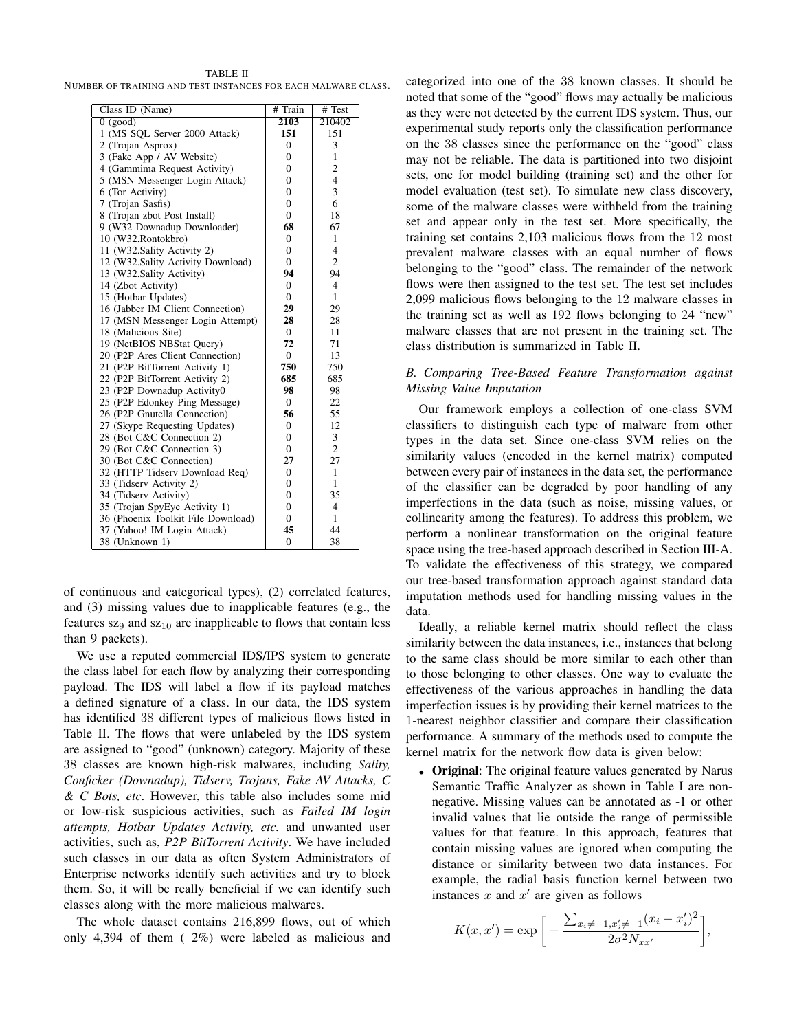TABLE II
NUMBER OF TRAINING AND TEST INSTANCES FOR EACH MALWARE CLASS.

| Class ID (Name) | # Train | # Test |
|---|---|---|
| 0 (good) | **2103** | 210402 |
| 1 (MS SQL Server 2000 Attack) | **151** | 151 |
| 2 (Trojan Asprox) | 0 | 3 |
| 3 (Fake App / AV Website) | 0 | 1 |
| 4 (Gammima Request Activity) | 0 | 2 |
| 5 (MSN Messenger Login Attack) | 0 | 4 |
| 6 (Tor Activity) | 0 | 3 |
| 7 (Trojan Sasfis) | 0 | 6 |
| 8 (Trojan zbot Post Install) | 0 | 18 |
| 9 (W32 Downadup Downloader) | **68** | 67 |
| 10 (W32.Rontokbro) | 0 | 1 |
| 11 (W32.Sality Activity 2) | 0 | 4 |
| 12 (W32.Sality Activity Download) | 0 | 2 |
| 13 (W32.Sality Activity) | **94** | 94 |
| 14 (Zbot Activity) | 0 | 4 |
| 15 (Hotbar Updates) | 0 | 1 |
| 16 (Jabber IM Client Connection) | **29** | 29 |
| 17 (MSN Messenger Login Attempt) | **28** | 28 |
| 18 (Malicious Site) | 0 | 11 |
| 19 (NetBIOS NBStat Query) | **72** | 71 |
| 20 (P2P Ares Client Connection) | 0 | 13 |
| 21 (P2P BitTorrent Activity 1) | **750** | 750 |
| 22 (P2P BitTorrent Activity 2) | **685** | 685 |
| 23 (P2P Downadup Activity0 | **98** | 98 |
| 25 (P2P Edonkey Ping Message) | 0 | 22 |
| 26 (P2P Gnutella Connection) | **56** | 55 |
| 27 (Skype Requesting Updates) | 0 | 12 |
| 28 (Bot C&C Connection 2) | 0 | 3 |
| 29 (Bot C&C Connection 3) | 0 | 2 |
| 30 (Bot C&C Connection) | **27** | 27 |
| 32 (HTTP Tidserv Download Req) | 0 | 1 |
| 33 (Tidserv Activity 2) | 0 | 1 |
| 34 (Tidserv Activity) | 0 | 35 |
| 35 (Trojan SpyEye Activity 1) | 0 | 4 |
| 36 (Phoenix Toolkit File Download) | 0 | 1 |
| 37 (Yahoo! IM Login Attack) | **45** | 44 |
| 38 (Unknown 1) | 0 | 38 |

of continuous and categorical types), (2) correlated features, and (3) missing values due to inapplicable features (e.g., the features $sz_9$ and $sz_{10}$ are inapplicable to flows that contain less than 9 packets).

We use a reputed commercial IDS/IPS system to generate the class label for each flow by analyzing their corresponding payload. The IDS will label a flow if its payload matches a defined signature of a class. In our data, the IDS system has identified 38 different types of malicious flows listed in Table II. The flows that were unlabeled by the IDS system are assigned to "good" (unknown) category. Majority of these 38 classes are known high-risk malwares, including *Sality, Conficker (Downadup), Tidserv, Trojans, Fake AV Attacks, C & C Bots, etc*. However, this table also includes some mid or low-risk suspicious activities, such as *Failed IM login attempts, Hotbar Updates Activity, etc.* and unwanted user activities, such as, *P2P BitTorrent Activity*. We have included such classes in our data as often System Administrators of Enterprise networks identify such activities and try to block them. So, it will be really beneficial if we can identify such classes along with the more malicious malwares.

The whole dataset contains 216,899 flows, out of which only 4,394 of them ( 2%) were labeled as malicious and categorized into one of the 38 known classes. It should be noted that some of the "good" flows may actually be malicious as they were not detected by the current IDS system. Thus, our experimental study reports only the classification performance on the 38 classes since the performance on the "good" class may not be reliable. The data is partitioned into two disjoint sets, one for model building (training set) and the other for model evaluation (test set). To simulate new class discovery, some of the malware classes were withheld from the training set and appear only in the test set. More specifically, the training set contains 2,103 malicious flows from the 12 most prevalent malware classes with an equal number of flows belonging to the "good" class. The remainder of the network flows were then assigned to the test set. The test set includes 2,099 malicious flows belonging to the 12 malware classes in the training set as well as 192 flows belonging to 24 "new" malware classes that are not present in the training set. The class distribution is summarized in Table II.

### B. Comparing Tree-Based Feature Transformation against Missing Value Imputation

Our framework employs a collection of one-class SVM classifiers to distinguish each type of malware from other types in the data set. Since one-class SVM relies on the similarity values (encoded in the kernel matrix) computed between every pair of instances in the data set, the performance of the classifier can be degraded by poor handling of any imperfections in the data (such as noise, missing values, or collinearity among the features). To address this problem, we perform a nonlinear transformation on the original feature space using the tree-based approach described in Section III-A. To validate the effectiveness of this strategy, we compared our tree-based transformation approach against standard data imputation methods used for handling missing values in the data.

Ideally, a reliable kernel matrix should reflect the class similarity between the data instances, i.e., instances that belong to the same class should be more similar to each other than to those belonging to other classes. One way to evaluate the effectiveness of the various approaches in handling the data imperfection issues is by providing their kernel matrices to the 1-nearest neighbor classifier and compare their classification performance. A summary of the methods used to compute the kernel matrix for the network flow data is given below:

- **Original**: The original feature values generated by Narus Semantic Traffic Analyzer as shown in Table I are non-negative. Missing values can be annotated as -1 or other invalid values that lie outside the range of permissible values for that feature. In this approach, features that contain missing values are ignored when computing the distance or similarity between two data instances. For example, the radial basis function kernel between two instances $x$ and $x'$ are given as follows

$$K(x, x') = \exp\left[-\frac{\sum_{x_i \neq -1, x'_i \neq -1}(x_i - x'_i)^2}{2\sigma^2 N_{xx'}}\right],$$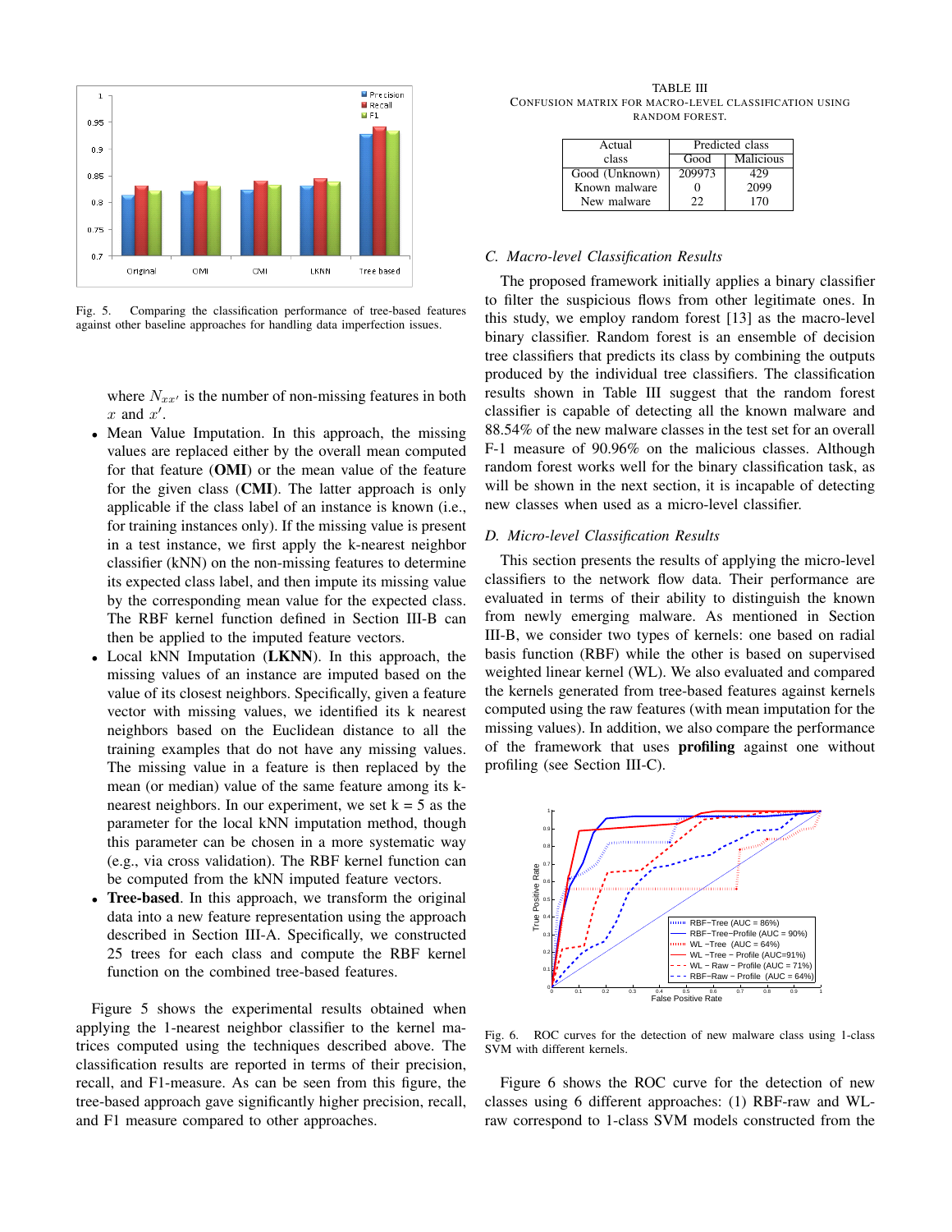Fig. 5. Comparing the classification performance of tree-based features against other baseline approaches for handling data imperfection issues.

where $N_{xx'}$ is the number of non-missing features in both $x$ and $x'$.

- Mean Value Imputation. In this approach, the missing values are replaced either by the overall mean computed for that feature (**OMI**) or the mean value of the feature for the given class (**CMI**). The latter approach is only applicable if the class label of an instance is known (i.e., for training instances only). If the missing value is present in a test instance, we first apply the k-nearest neighbor classifier (kNN) on the non-missing features to determine its expected class label, and then impute its missing value by the corresponding mean value for the expected class. The RBF kernel function defined in Section III-B can then be applied to the imputed feature vectors.
- Local kNN Imputation (**LKNN**). In this approach, the missing values of an instance are imputed based on the value of its closest neighbors. Specifically, given a feature vector with missing values, we identified its k nearest neighbors based on the Euclidean distance to all the training examples that do not have any missing values. The missing value in a feature is then replaced by the mean (or median) value of the same feature among its k-nearest neighbors. In our experiment, we set k = 5 as the parameter for the local kNN imputation method, though this parameter can be chosen in a more systematic way (e.g., via cross validation). The RBF kernel function can be computed from the kNN imputed feature vectors.
- **Tree-based**. In this approach, we transform the original data into a new feature representation using the approach described in Section III-A. Specifically, we constructed 25 trees for each class and compute the RBF kernel function on the combined tree-based features.

Figure 5 shows the experimental results obtained when applying the 1-nearest neighbor classifier to the kernel matrices computed using the techniques described above. The classification results are reported in terms of their precision, recall, and F1-measure. As can be seen from this figure, the tree-based approach gave significantly higher precision, recall, and F1 measure compared to other approaches.

TABLE III
CONFUSION MATRIX FOR MACRO-LEVEL CLASSIFICATION USING RANDOM FOREST.

| Actual class | Predicted class | |
|---|---|---|
| | Good | Malicious |
| Good (Unknown) | 209973 | 429 |
| Known malware | 0 | 2099 |
| New malware | 22 | 170 |

### C. Macro-level Classification Results

The proposed framework initially applies a binary classifier to filter the suspicious flows from other legitimate ones. In this study, we employ random forest [13] as the macro-level binary classifier. Random forest is an ensemble of decision tree classifiers that predicts its class by combining the outputs produced by the individual tree classifiers. The classification results shown in Table III suggest that the random forest classifier is capable of detecting all the known malware and 88.54% of the new malware classes in the test set for an overall F-1 measure of 90.96% on the malicious classes. Although random forest works well for the binary classification task, as will be shown in the next section, it is incapable of detecting new classes when used as a micro-level classifier.

### D. Micro-level Classification Results

This section presents the results of applying the micro-level classifiers to the network flow data. Their performance are evaluated in terms of their ability to distinguish the known from newly emerging malware. As mentioned in Section III-B, we consider two types of kernels: one based on radial basis function (RBF) while the other is based on supervised weighted linear kernel (WL). We also evaluated and compared the kernels generated from tree-based features against kernels computed using the raw features (with mean imputation for the missing values). In addition, we also compare the performance of the framework that uses **profiling** against one without profiling (see Section III-C).

Fig. 6. ROC curves for the detection of new malware class using 1-class SVM with different kernels.

Figure 6 shows the ROC curve for the detection of new classes using 6 different approaches: (1) RBF-raw and WL-raw correspond to 1-class SVM models constructed from the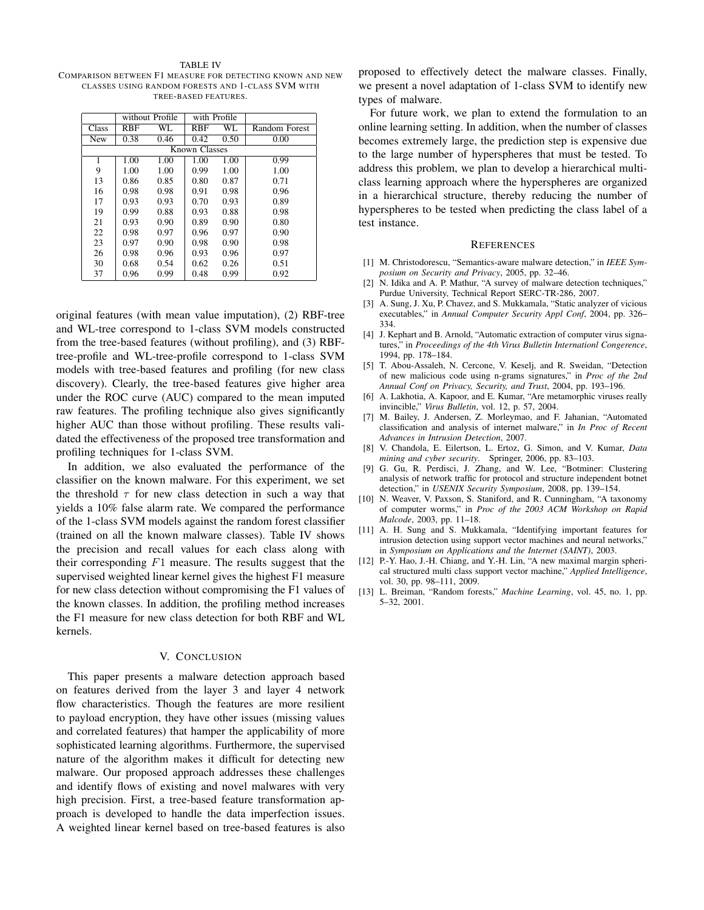TABLE IV
COMPARISON BETWEEN F1 MEASURE FOR DETECTING KNOWN AND NEW CLASSES USING RANDOM FORESTS AND 1-CLASS SVM WITH TREE-BASED FEATURES.

| | without Profile | | with Profile | | |
|---|---|---|---|---|---|
| Class | RBF | WL | RBF | WL | Random Forest |
| New | 0.38 | 0.46 | 0.42 | 0.50 | 0.00 |
| Known Classes | | | | | |
| 1 | 1.00 | 1.00 | 1.00 | 1.00 | 0.99 |
| 9 | 1.00 | 1.00 | 0.99 | 1.00 | 1.00 |
| 13 | 0.86 | 0.85 | 0.80 | 0.87 | 0.71 |
| 16 | 0.98 | 0.98 | 0.91 | 0.98 | 0.96 |
| 17 | 0.93 | 0.93 | 0.70 | 0.93 | 0.89 |
| 19 | 0.99 | 0.88 | 0.93 | 0.88 | 0.98 |
| 21 | 0.93 | 0.90 | 0.89 | 0.90 | 0.80 |
| 22 | 0.98 | 0.97 | 0.96 | 0.97 | 0.90 |
| 23 | 0.97 | 0.90 | 0.98 | 0.90 | 0.98 |
| 26 | 0.98 | 0.96 | 0.93 | 0.96 | 0.97 |
| 30 | 0.68 | 0.54 | 0.62 | 0.26 | 0.51 |
| 37 | 0.96 | 0.99 | 0.48 | 0.99 | 0.92 |

original features (with mean value imputation), (2) RBF-tree and WL-tree correspond to 1-class SVM models constructed from the tree-based features (without profiling), and (3) RBF-tree-profile and WL-tree-profile correspond to 1-class SVM models with tree-based features and profiling (for new class discovery). Clearly, the tree-based features give higher area under the ROC curve (AUC) compared to the mean imputed raw features. The profiling technique also gives significantly higher AUC than those without profiling. These results validated the effectiveness of the proposed tree transformation and profiling techniques for 1-class SVM.

In addition, we also evaluated the performance of the classifier on the known malware. For this experiment, we set the threshold $\tau$ for new class detection in such a way that yields a 10% false alarm rate. We compared the performance of the 1-class SVM models against the random forest classifier (trained on all the known malware classes). Table IV shows the precision and recall values for each class along with their corresponding $F1$ measure. The results suggest that the supervised weighted linear kernel gives the highest F1 measure for new class detection without compromising the F1 values of the known classes. In addition, the profiling method increases the F1 measure for new class detection for both RBF and WL kernels.

## V. CONCLUSION

This paper presents a malware detection approach based on features derived from the layer 3 and layer 4 network flow characteristics. Though the features are more resilient to payload encryption, they have other issues (missing values and correlated features) that hamper the applicability of more sophisticated learning algorithms. Furthermore, the supervised nature of the algorithm makes it difficult for detecting new malware. Our proposed approach addresses these challenges and identify flows of existing and novel malwares with very high precision. First, a tree-based feature transformation approach is developed to handle the data imperfection issues. A weighted linear kernel based on tree-based features is also proposed to effectively detect the malware classes. Finally, we present a novel adaptation of 1-class SVM to identify new types of malware.

For future work, we plan to extend the formulation to an online learning setting. In addition, when the number of classes becomes extremely large, the prediction step is expensive due to the large number of hyperspheres that must be tested. To address this problem, we plan to develop a hierarchical multi-class learning approach where the hyperspheres are organized in a hierarchical structure, thereby reducing the number of hyperspheres to be tested when predicting the class label of a test instance.

## REFERENCES

[1] M. Christodorescu, "Semantics-aware malware detection," in *IEEE Symposium on Security and Privacy*, 2005, pp. 32–46.

[2] N. Idika and A. P. Mathur, "A survey of malware detection techniques," Purdue University, Technical Report SERC-TR-286, 2007.

[3] A. Sung, J. Xu, P. Chavez, and S. Mukkamala, "Static analyzer of vicious executables," in *Annual Computer Security Appl Conf*, 2004, pp. 326–334.

[4] J. Kephart and B. Arnold, "Automatic extraction of computer virus signatures," in *Proceedings of the 4th Virus Bulletin Internationl Congerence*, 1994, pp. 178–184.

[5] T. Abou-Assaleh, N. Cercone, V. Keselj, and R. Sweidan, "Detection of new malicious code using n-grams signatures," in *Proc of the 2nd Annual Conf on Privacy, Security, and Trust*, 2004, pp. 193–196.

[6] A. Lakhotia, A. Kapoor, and E. Kumar, "Are metamorphic viruses really invincible," *Virus Bulletin*, vol. 12, p. 57, 2004.

[7] M. Bailey, J. Andersen, Z. Morleymao, and F. Jahanian, "Automated classification and analysis of internet malware," in *In Proc of Recent Advances in Intrusion Detection*, 2007.

[8] V. Chandola, E. Eilertson, L. Ertoz, G. Simon, and V. Kumar, *Data mining and cyber security*. Springer, 2006, pp. 83–103.

[9] G. Gu, R. Perdisci, J. Zhang, and W. Lee, "Botminer: Clustering analysis of network traffic for protocol and structure independent botnet detection," in *USENIX Security Symposium*, 2008, pp. 139–154.

[10] N. Weaver, V. Paxson, S. Staniford, and R. Cunningham, "A taxonomy of computer worms," in *Proc of the 2003 ACM Workshop on Rapid Malcode*, 2003, pp. 11–18.

[11] A. H. Sung and S. Mukkamala, "Identifying important features for intrusion detection using support vector machines and neural networks," in *Symposium on Applications and the Internet (SAINT)*, 2003.

[12] P.-Y. Hao, J.-H. Chiang, and Y.-H. Lin, "A new maximal margin spherical structured multi class support vector machine," *Applied Intelligence*, vol. 30, pp. 98–111, 2009.

[13] L. Breiman, "Random forests," *Machine Learning*, vol. 45, no. 1, pp. 5–32, 2001.